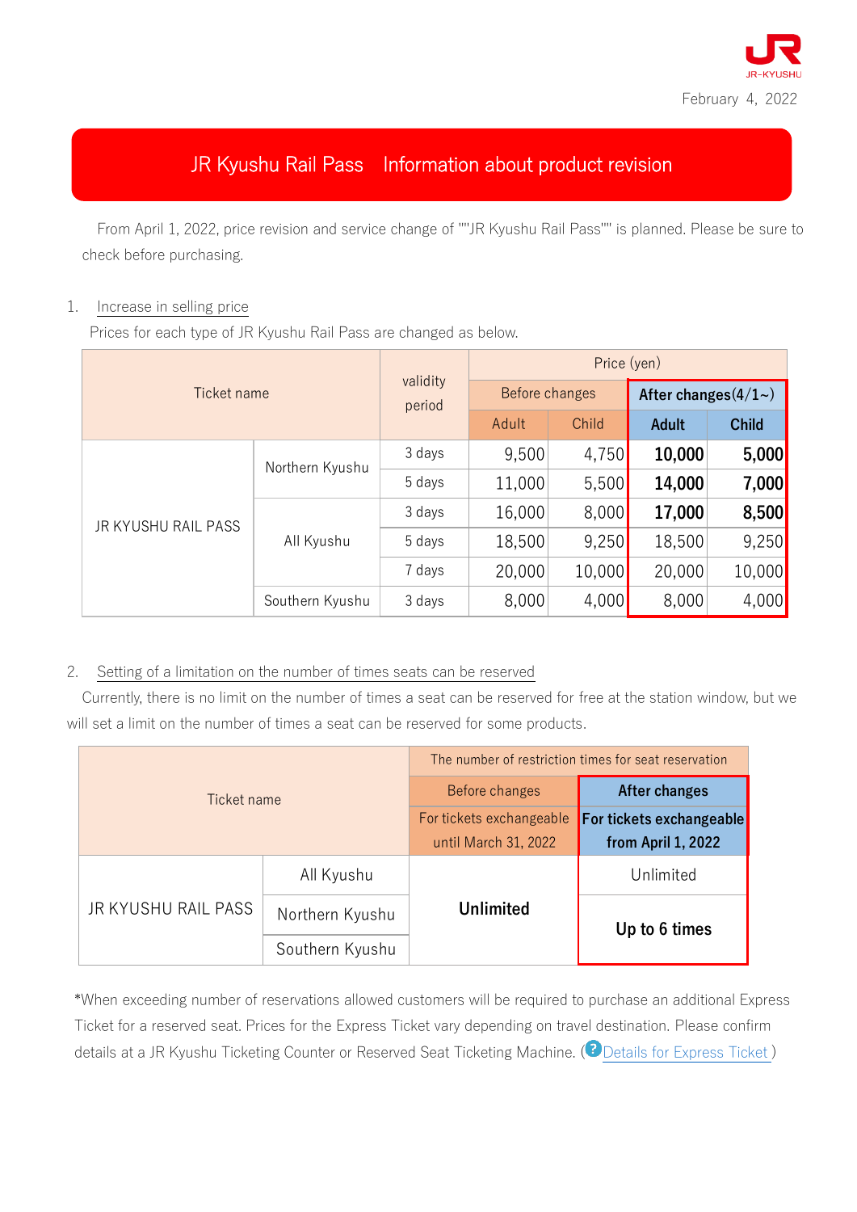JR-KYUSHU

February 4, 2022

# JR Kyushu Rail Pass　Information about product revision

From April 1, 2022, price revision and service change of ""JR Kyushu Rail Pass"" is planned. Please be sure to check before purchasing.

## 1. Increase in selling price

Prices for each type of JR Kyushu Rail Pass are changed as below.

| Ticket name | | validity period | Price (yen) | | | |
|---|---|---|---|---|---|---|
| | | | Before changes | | **After changes(4/1~)** | |
| | | | Adult | Child | **Adult** | **Child** |
| JR KYUSHU RAIL PASS | Northern Kyushu | 3 days | 9,500 | 4,750 | **10,000** | **5,000** |
| | | 5 days | 11,000 | 5,500 | **14,000** | **7,000** |
| | All Kyushu | 3 days | 16,000 | 8,000 | **17,000** | **8,500** |
| | | 5 days | 18,500 | 9,250 | 18,500 | 9,250 |
| | | 7 days | 20,000 | 10,000 | 20,000 | 10,000 |
| | Southern Kyushu | 3 days | 8,000 | 4,000 | 8,000 | 4,000 |

## 2. Setting of a limitation on the number of times seats can be reserved

Currently, there is no limit on the number of times a seat can be reserved for free at the station window, but we will set a limit on the number of times a seat can be reserved for some products.

| Ticket name | | The number of restriction times for seat reservation | |
|---|---|---|---|
| | | Before changes | **After changes** |
| | | For tickets exchangeable until March 31, 2022 | **For tickets exchangeable from April 1, 2022** |
| JR KYUSHU RAIL PASS | All Kyushu | **Unlimited** | Unlimited |
| | Northern Kyushu | | **Up to 6 times** |
| | Southern Kyushu | | |

*When exceeding number of reservations allowed customers will be required to purchase an additional Express Ticket for a reserved seat. Prices for the Express Ticket vary depending on travel destination. Please confirm details at a JR Kyushu Ticketing Counter or Reserved Seat Ticketing Machine. (Details for Express Ticket)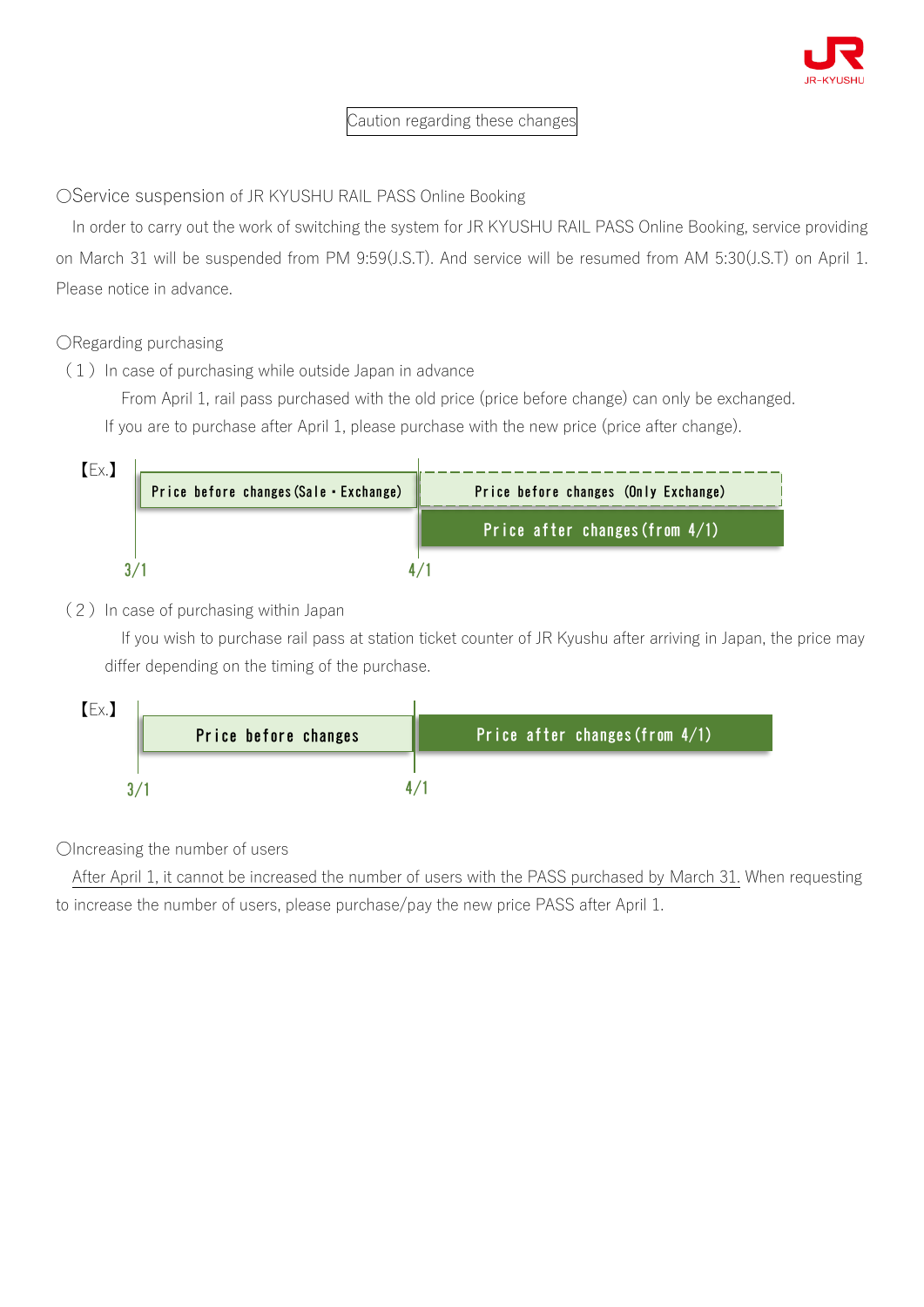Caution regarding these changes

〇Service suspension of JR KYUSHU RAIL PASS Online Booking

In order to carry out the work of switching the system for JR KYUSHU RAIL PASS Online Booking, service providing on March 31 will be suspended from PM 9:59(J.S.T). And service will be resumed from AM 5:30(J.S.T) on April 1. Please notice in advance.

〇Regarding purchasing

（１）In case of purchasing while outside Japan in advance

From April 1, rail pass purchased with the old price (price before change) can only be exchanged. If you are to purchase after April 1, please purchase with the new price (price after change).

【Ex.】

Price before changes(Sale・Exchange)

Price before changes (Only Exchange)

Price after changes(from 4/1)

3/1

4/1

（２）In case of purchasing within Japan

If you wish to purchase rail pass at station ticket counter of JR Kyushu after arriving in Japan, the price may differ depending on the timing of the purchase.

【Ex.】

Price before changes

Price after changes(from 4/1)

3/1

4/1

〇Increasing the number of users

After April 1, it cannot be increased the number of users with the PASS purchased by March 31. When requesting to increase the number of users, please purchase/pay the new price PASS after April 1.